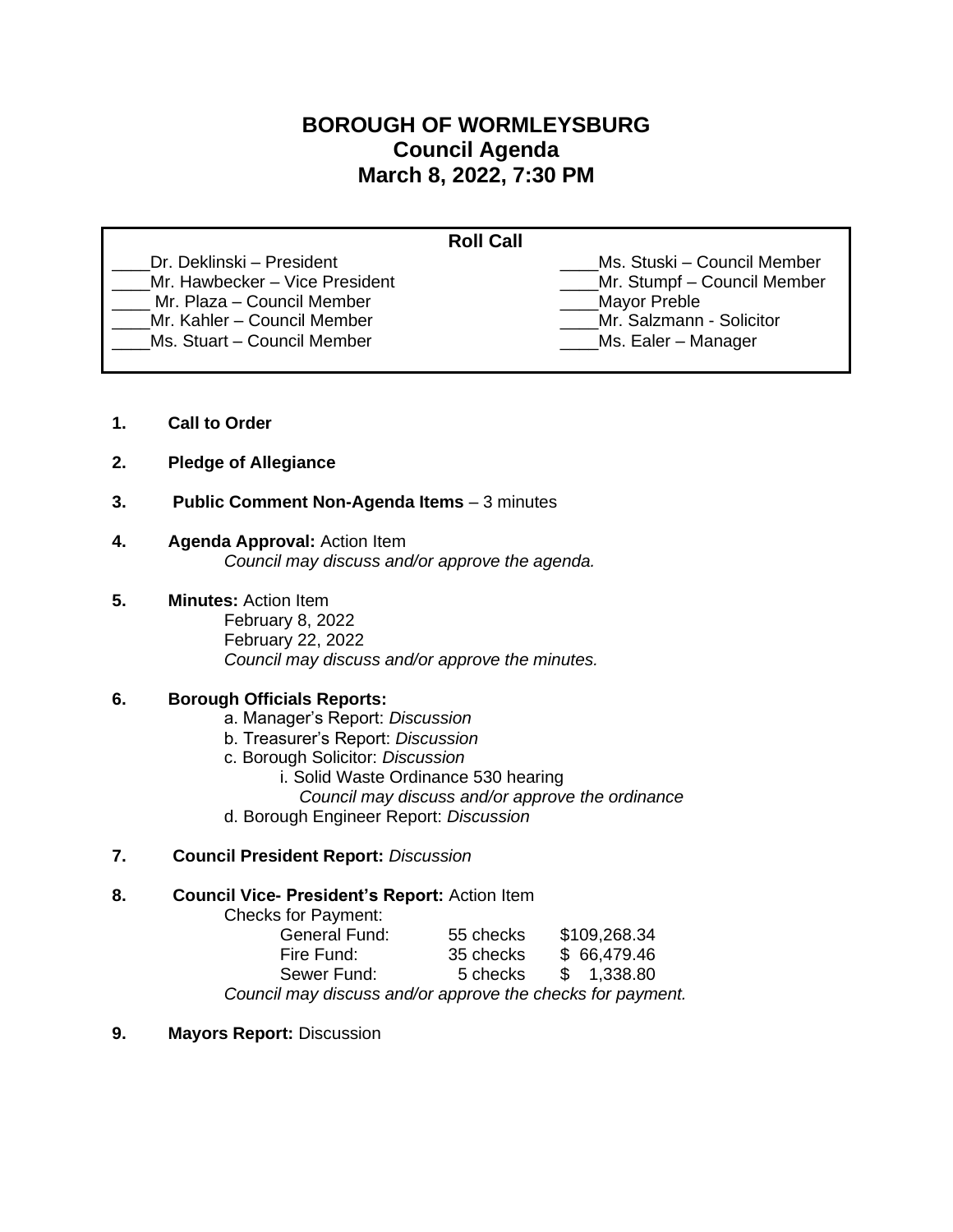# BOROUGH OF WORMLEYSBURG
## Council Agenda
## March 8, 2022, 7:30 PM

**Roll Call**

| | |
|---|---|
| ____Dr. Deklinski – President | ____Ms. Stuski – Council Member |
| ____Mr. Hawbecker – Vice President | ____Mr. Stumpf – Council Member |
| ____ Mr. Plaza – Council Member | ____Mayor Preble |
| ____Mr. Kahler – Council Member | ____Mr. Salzmann - Solicitor |
| ____Ms. Stuart – Council Member | ____Ms. Ealer – Manager |

1. **Call to Order**

2. **Pledge of Allegiance**

3. **Public Comment Non-Agenda Items** – 3 minutes

4. **Agenda Approval:** Action Item
   *Council may discuss and/or approve the agenda.*

5. **Minutes:** Action Item
   February 8, 2022
   February 22, 2022
   *Council may discuss and/or approve the minutes.*

6. **Borough Officials Reports:**
   a. Manager's Report: *Discussion*
   b. Treasurer's Report: *Discussion*
   c. Borough Solicitor: *Discussion*
      i. Solid Waste Ordinance 530 hearing
         *Council may discuss and/or approve the ordinance*
   d. Borough Engineer Report: *Discussion*

7. **Council President Report:** *Discussion*

8. **Council Vice- President's Report:** Action Item
   Checks for Payment:

   | | | |
   |---|---|---|
   | General Fund: | 55 checks | $109,268.34 |
   | Fire Fund: | 35 checks | $ 66,479.46 |
   | Sewer Fund: | 5 checks | $ 1,338.80 |

   *Council may discuss and/or approve the checks for payment.*

9. **Mayors Report:** Discussion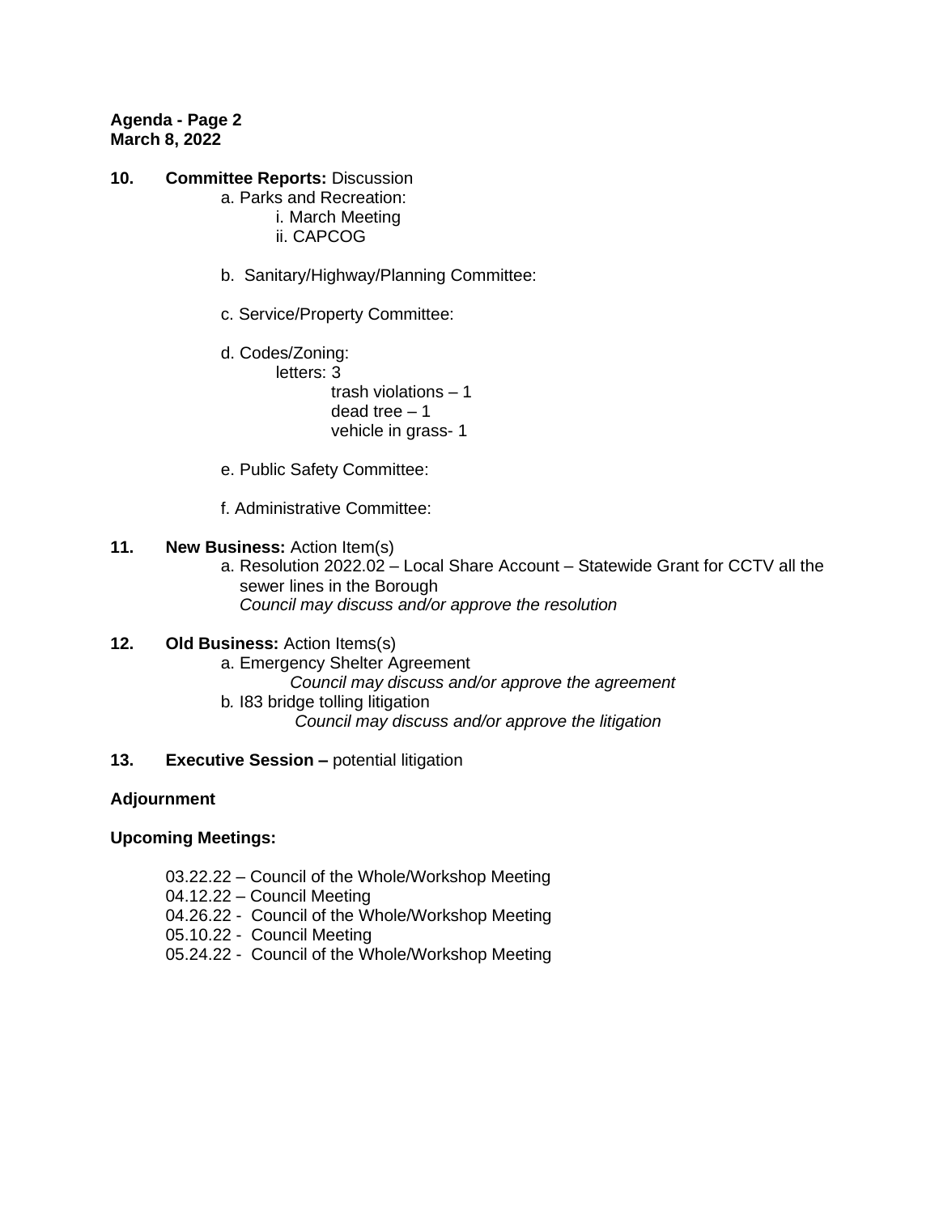**Agenda - Page 2**
**March 8, 2022**

**10. Committee Reports:** Discussion

- a. Parks and Recreation:
  - i. March Meeting
  - ii. CAPCOG
- b. Sanitary/Highway/Planning Committee:
- c. Service/Property Committee:
- d. Codes/Zoning:
  - letters: 3
    - trash violations – 1
    - dead tree – 1
    - vehicle in grass- 1
- e. Public Safety Committee:
- f. Administrative Committee:

**11. New Business:** Action Item(s)

- a. Resolution 2022.02 – Local Share Account – Statewide Grant for CCTV all the sewer lines in the Borough
  *Council may discuss and/or approve the resolution*

**12. Old Business:** Action Items(s)

- a. Emergency Shelter Agreement
  *Council may discuss and/or approve the agreement*
- b. I83 bridge tolling litigation
  *Council may discuss and/or approve the litigation*

**13. Executive Session –** potential litigation

**Adjournment**

**Upcoming Meetings:**

03.22.22 – Council of the Whole/Workshop Meeting
04.12.22 – Council Meeting
04.26.22 - Council of the Whole/Workshop Meeting
05.10.22 - Council Meeting
05.24.22 - Council of the Whole/Workshop Meeting